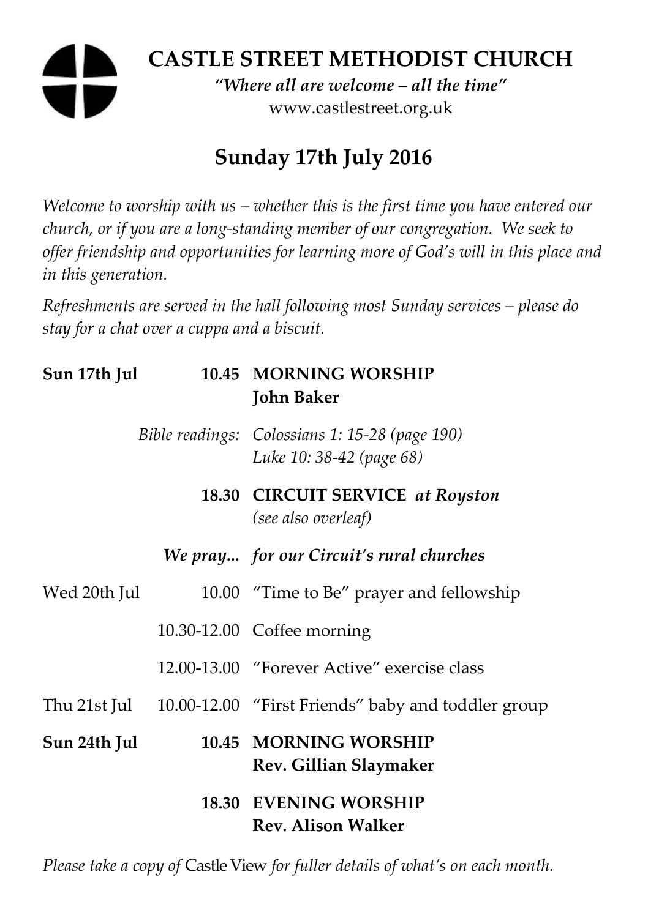# CASTLE STREET METHODIST CHURCH

***"Where all are welcome – all the time"***

www.castlestreet.org.uk

## Sunday 17th July 2016

*Welcome to worship with us – whether this is the first time you have entered our church, or if you are a long-standing member of our congregation. We seek to offer friendship and opportunities for learning more of God's will in this place and in this generation.*

*Refreshments are served in the hall following most Sunday services – please do stay for a chat over a cuppa and a biscuit.*

| | | |
|---|---|---|
| **Sun 17th Jul** | **10.45** | **MORNING WORSHIP**<br>**John Baker** |
| | *Bible readings:* | *Colossians 1: 15-28 (page 190)*<br>*Luke 10: 38-42 (page 68)* |
| | **18.30** | **CIRCUIT SERVICE** ***at Royston***<br>*(see also overleaf)* |
| | ***We pray...*** | ***for our Circuit's rural churches*** |
| Wed 20th Jul | 10.00 | "Time to Be" prayer and fellowship |
| | 10.30-12.00 | Coffee morning |
| | 12.00-13.00 | "Forever Active" exercise class |
| Thu 21st Jul | 10.00-12.00 | "First Friends" baby and toddler group |
| **Sun 24th Jul** | **10.45** | **MORNING WORSHIP**<br>**Rev. Gillian Slaymaker** |
| | **18.30** | **EVENING WORSHIP**<br>**Rev. Alison Walker** |

*Please take a copy of* Castle View *for fuller details of what's on each month.*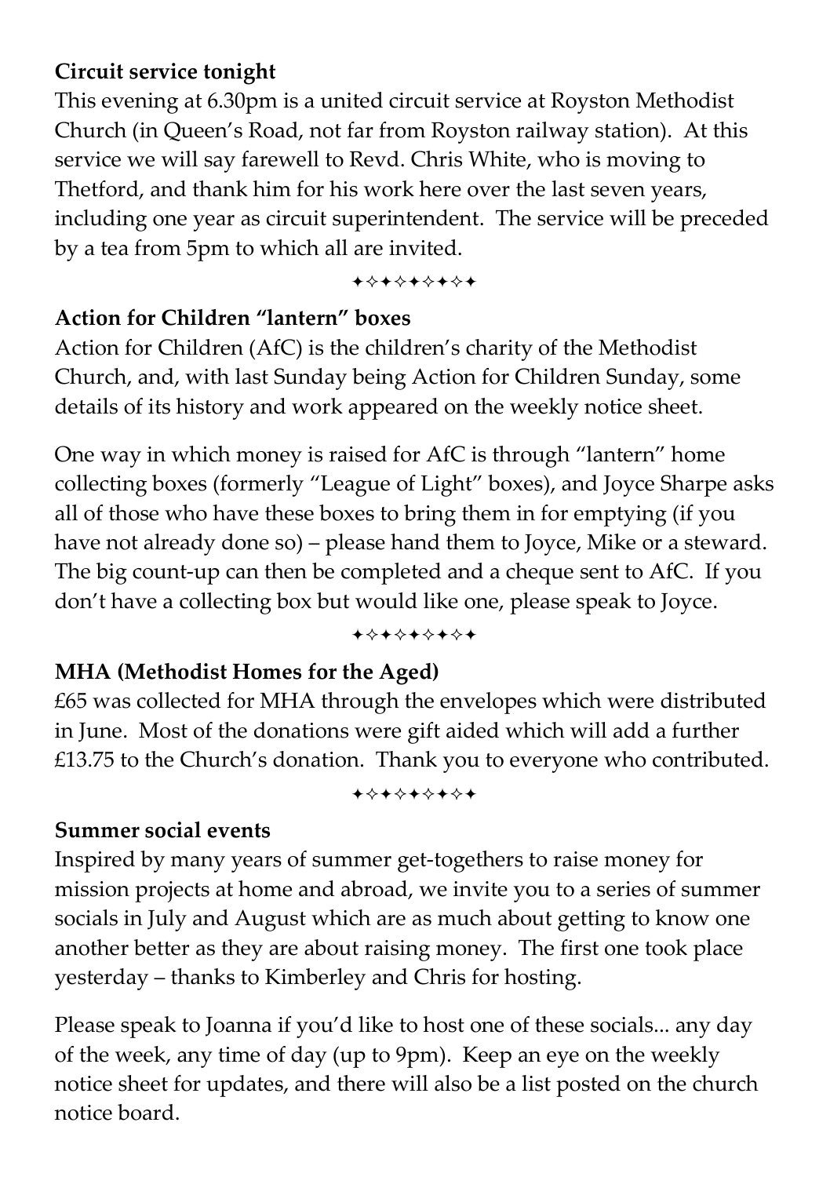**Circuit service tonight**

This evening at 6.30pm is a united circuit service at Royston Methodist Church (in Queen's Road, not far from Royston railway station). At this service we will say farewell to Revd. Chris White, who is moving to Thetford, and thank him for his work here over the last seven years, including one year as circuit superintendent. The service will be preceded by a tea from 5pm to which all are invited.

✦✧✦✧✦✧✦✧✦

**Action for Children "lantern" boxes**

Action for Children (AfC) is the children's charity of the Methodist Church, and, with last Sunday being Action for Children Sunday, some details of its history and work appeared on the weekly notice sheet.

One way in which money is raised for AfC is through "lantern" home collecting boxes (formerly "League of Light" boxes), and Joyce Sharpe asks all of those who have these boxes to bring them in for emptying (if you have not already done so) – please hand them to Joyce, Mike or a steward. The big count-up can then be completed and a cheque sent to AfC. If you don't have a collecting box but would like one, please speak to Joyce.

✦✧✦✧✦✧✦✧✦

**MHA (Methodist Homes for the Aged)**

£65 was collected for MHA through the envelopes which were distributed in June. Most of the donations were gift aided which will add a further £13.75 to the Church's donation. Thank you to everyone who contributed.

✦✧✦✧✦✧✦✧✦

**Summer social events**

Inspired by many years of summer get-togethers to raise money for mission projects at home and abroad, we invite you to a series of summer socials in July and August which are as much about getting to know one another better as they are about raising money. The first one took place yesterday – thanks to Kimberley and Chris for hosting.

Please speak to Joanna if you'd like to host one of these socials... any day of the week, any time of day (up to 9pm). Keep an eye on the weekly notice sheet for updates, and there will also be a list posted on the church notice board.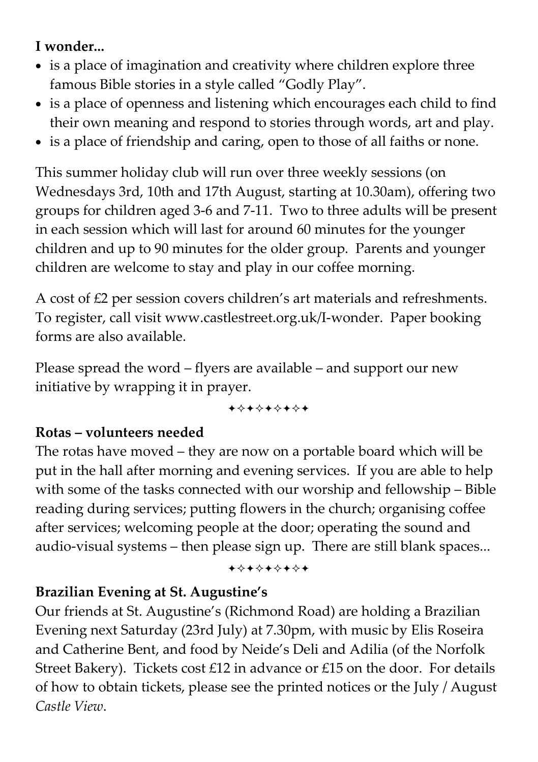**I wonder...**

- is a place of imagination and creativity where children explore three famous Bible stories in a style called "Godly Play".
- is a place of openness and listening which encourages each child to find their own meaning and respond to stories through words, art and play.
- is a place of friendship and caring, open to those of all faiths or none.

This summer holiday club will run over three weekly sessions (on Wednesdays 3rd, 10th and 17th August, starting at 10.30am), offering two groups for children aged 3-6 and 7-11. Two to three adults will be present in each session which will last for around 60 minutes for the younger children and up to 90 minutes for the older group. Parents and younger children are welcome to stay and play in our coffee morning.

A cost of £2 per session covers children's art materials and refreshments. To register, call visit www.castlestreet.org.uk/I-wonder. Paper booking forms are also available.

Please spread the word – flyers are available – and support our new initiative by wrapping it in prayer.

✦✧✦✧✦✧✦✧✦

**Rotas – volunteers needed**

The rotas have moved – they are now on a portable board which will be put in the hall after morning and evening services. If you are able to help with some of the tasks connected with our worship and fellowship – Bible reading during services; putting flowers in the church; organising coffee after services; welcoming people at the door; operating the sound and audio-visual systems – then please sign up. There are still blank spaces...

✦✧✦✧✦✧✦✧✦

**Brazilian Evening at St. Augustine's**

Our friends at St. Augustine's (Richmond Road) are holding a Brazilian Evening next Saturday (23rd July) at 7.30pm, with music by Elis Roseira and Catherine Bent, and food by Neide's Deli and Adilia (of the Norfolk Street Bakery). Tickets cost £12 in advance or £15 on the door. For details of how to obtain tickets, please see the printed notices or the July / August *Castle View*.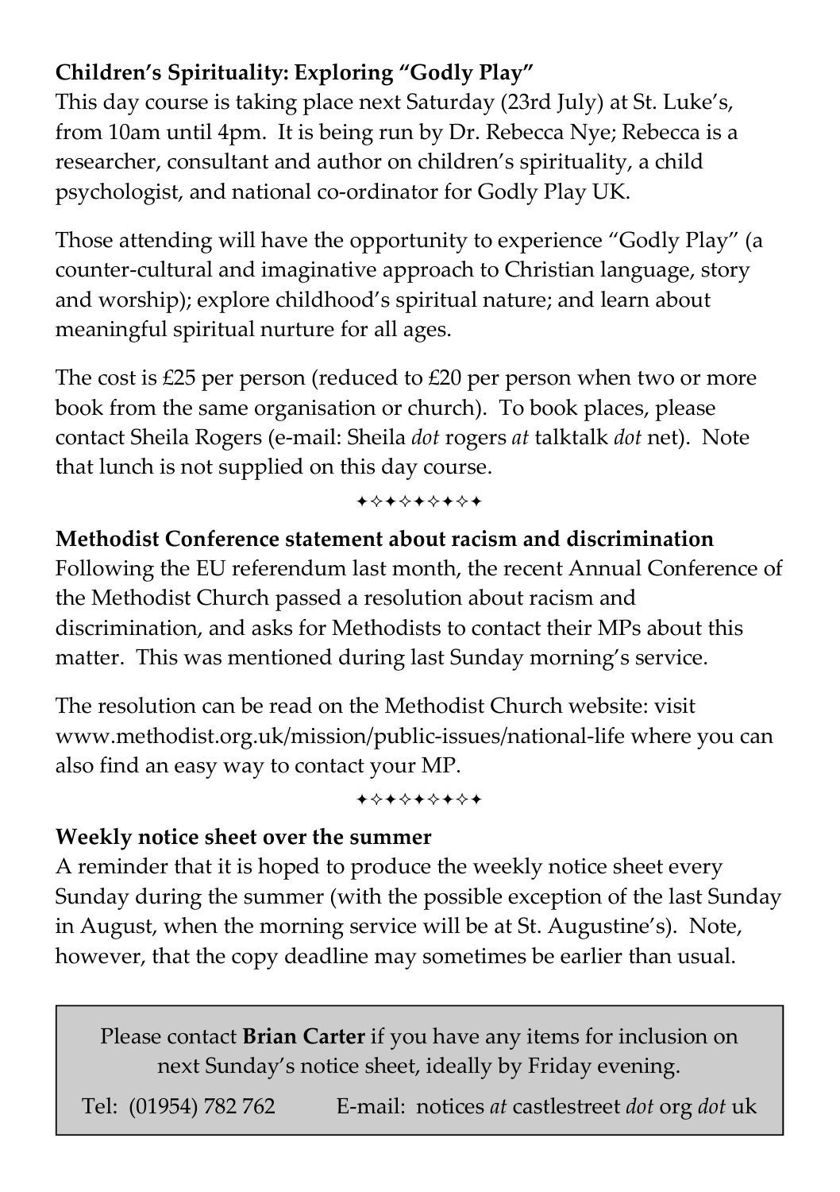**Children's Spirituality: Exploring "Godly Play"**

This day course is taking place next Saturday (23rd July) at St. Luke's, from 10am until 4pm. It is being run by Dr. Rebecca Nye; Rebecca is a researcher, consultant and author on children's spirituality, a child psychologist, and national co-ordinator for Godly Play UK.

Those attending will have the opportunity to experience "Godly Play" (a counter-cultural and imaginative approach to Christian language, story and worship); explore childhood's spiritual nature; and learn about meaningful spiritual nurture for all ages.

The cost is £25 per person (reduced to £20 per person when two or more book from the same organisation or church). To book places, please contact Sheila Rogers (e-mail: Sheila *dot* rogers *at* talktalk *dot* net). Note that lunch is not supplied on this day course.

✦✧✦✧✦✧✦✧✦

**Methodist Conference statement about racism and discrimination**

Following the EU referendum last month, the recent Annual Conference of the Methodist Church passed a resolution about racism and discrimination, and asks for Methodists to contact their MPs about this matter. This was mentioned during last Sunday morning's service.

The resolution can be read on the Methodist Church website: visit www.methodist.org.uk/mission/public-issues/national-life where you can also find an easy way to contact your MP.

✦✧✦✧✦✧✦✧✦

**Weekly notice sheet over the summer**

A reminder that it is hoped to produce the weekly notice sheet every Sunday during the summer (with the possible exception of the last Sunday in August, when the morning service will be at St. Augustine's). Note, however, that the copy deadline may sometimes be earlier than usual.

Please contact **Brian Carter** if you have any items for inclusion on next Sunday's notice sheet, ideally by Friday evening.

Tel: (01954) 782 762 E-mail: notices *at* castlestreet *dot* org *dot* uk